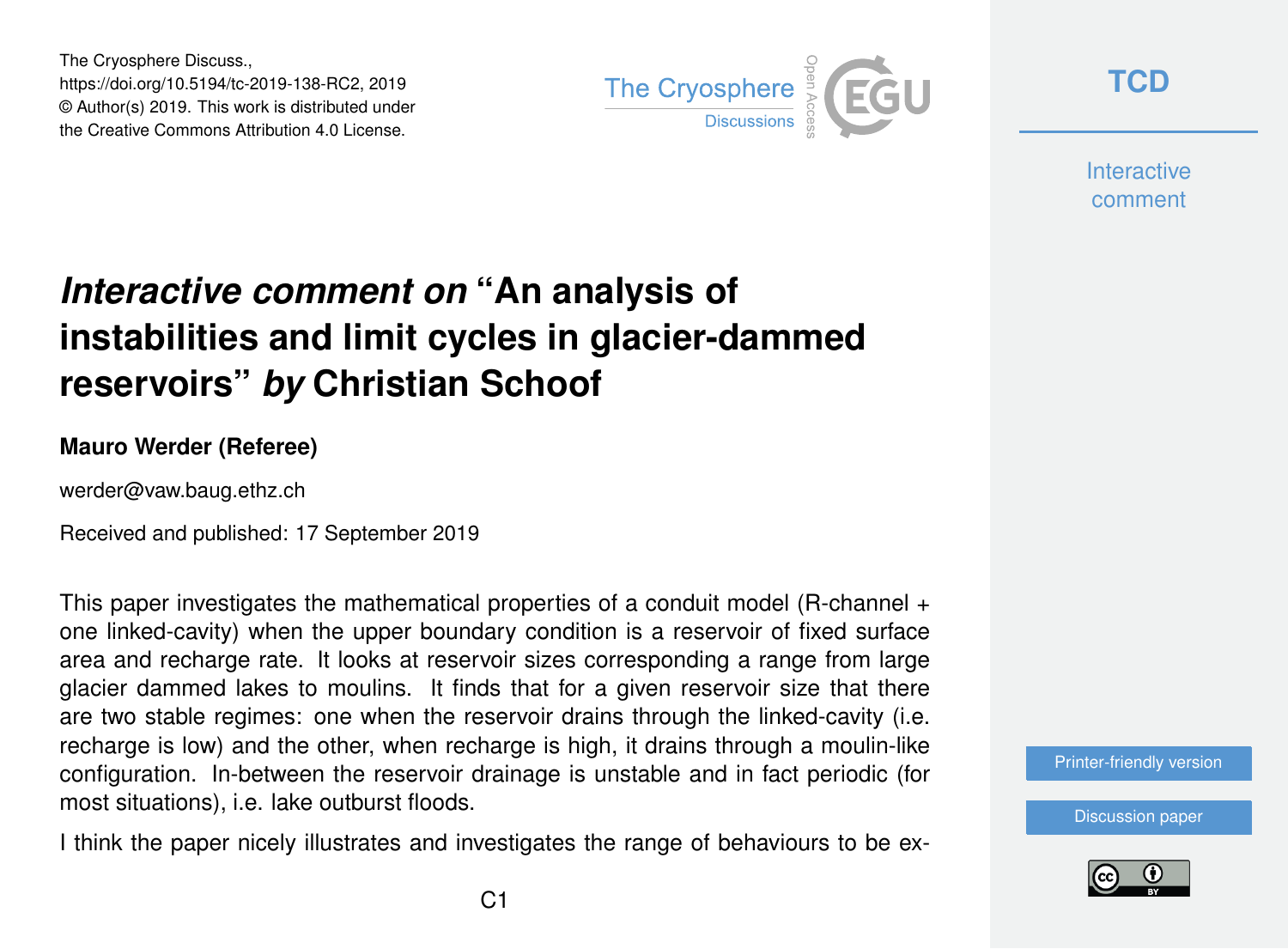The Cryosphere Discuss.,
https://doi.org/10.5194/tc-2019-138-RC2, 2019
© Author(s) 2019. This work is distributed under
the Creative Commons Attribution 4.0 License.

# *Interactive comment on* "An analysis of instabilities and limit cycles in glacier-dammed reservoirs" *by* Christian Schoof

**Mauro Werder (Referee)**

werder@vaw.baug.ethz.ch

Received and published: 17 September 2019

This paper investigates the mathematical properties of a conduit model (R-channel + one linked-cavity) when the upper boundary condition is a reservoir of fixed surface area and recharge rate. It looks at reservoir sizes corresponding a range from large glacier dammed lakes to moulins. It finds that for a given reservoir size that there are two stable regimes: one when the reservoir drains through the linked-cavity (i.e. recharge is low) and the other, when recharge is high, it drains through a moulin-like configuration. In-between the reservoir drainage is unstable and in fact periodic (for most situations), i.e. lake outburst floods.

I think the paper nicely illustrates and investigates the range of behaviours to be ex-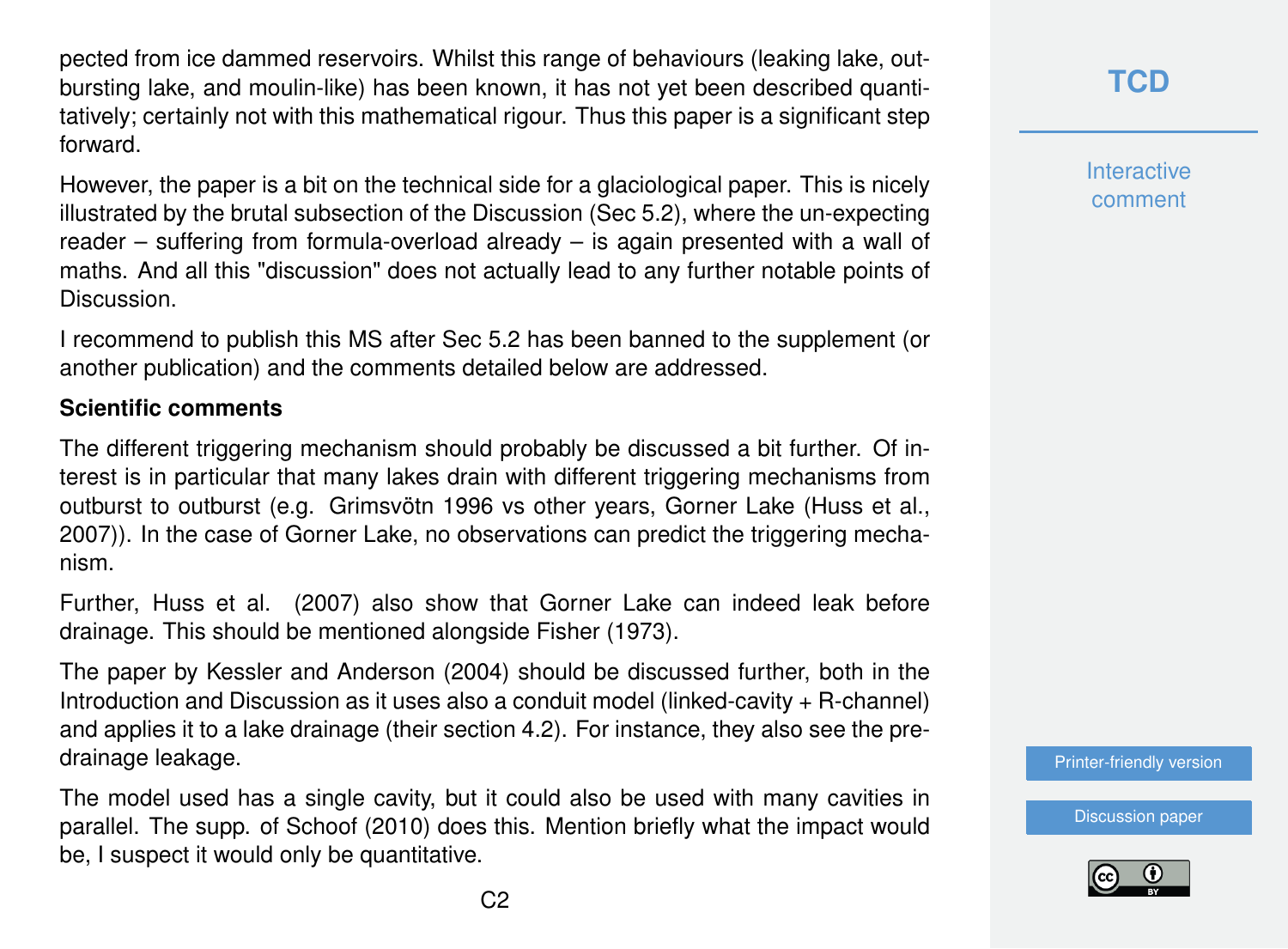pected from ice dammed reservoirs. Whilst this range of behaviours (leaking lake, outbursting lake, and moulin-like) has been known, it has not yet been described quantitatively; certainly not with this mathematical rigour. Thus this paper is a significant step forward.

However, the paper is a bit on the technical side for a glaciological paper. This is nicely illustrated by the brutal subsection of the Discussion (Sec 5.2), where the un-expecting reader – suffering from formula-overload already – is again presented with a wall of maths. And all this "discussion" does not actually lead to any further notable points of Discussion.

I recommend to publish this MS after Sec 5.2 has been banned to the supplement (or another publication) and the comments detailed below are addressed.

**Scientific comments**

The different triggering mechanism should probably be discussed a bit further. Of interest is in particular that many lakes drain with different triggering mechanisms from outburst to outburst (e.g. Grimsvötn 1996 vs other years, Gorner Lake (Huss et al., 2007)). In the case of Gorner Lake, no observations can predict the triggering mechanism.

Further, Huss et al. (2007) also show that Gorner Lake can indeed leak before drainage. This should be mentioned alongside Fisher (1973).

The paper by Kessler and Anderson (2004) should be discussed further, both in the Introduction and Discussion as it uses also a conduit model (linked-cavity + R-channel) and applies it to a lake drainage (their section 4.2). For instance, they also see the pre-drainage leakage.

The model used has a single cavity, but it could also be used with many cavities in parallel. The supp. of Schoof (2010) does this. Mention briefly what the impact would be, I suspect it would only be quantitative.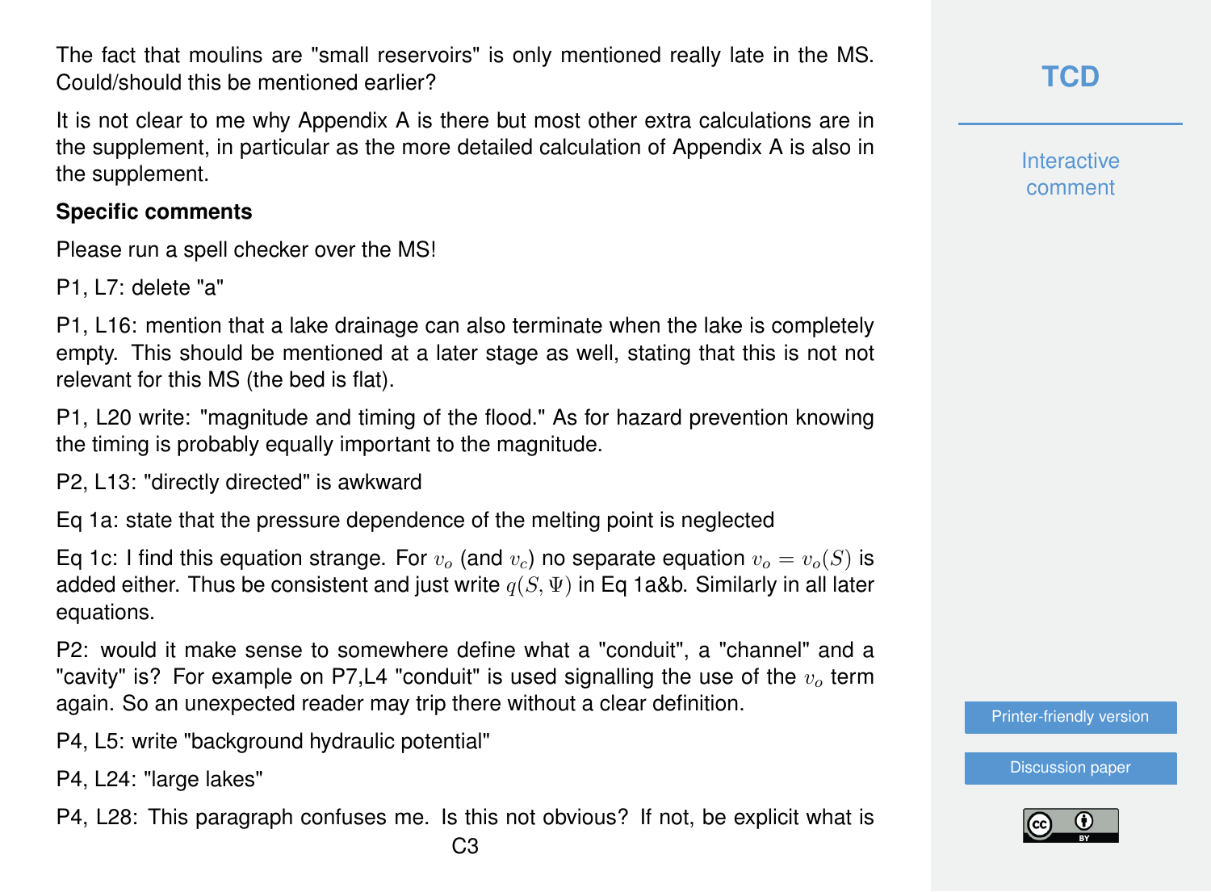The fact that moulins are "small reservoirs" is only mentioned really late in the MS. Could/should this be mentioned earlier?

It is not clear to me why Appendix A is there but most other extra calculations are in the supplement, in particular as the more detailed calculation of Appendix A is also in the supplement.

**Specific comments**

Please run a spell checker over the MS!

P1, L7: delete "a"

P1, L16: mention that a lake drainage can also terminate when the lake is completely empty. This should be mentioned at a later stage as well, stating that this is not not relevant for this MS (the bed is flat).

P1, L20 write: "magnitude and timing of the flood." As for hazard prevention knowing the timing is probably equally important to the magnitude.

P2, L13: "directly directed" is awkward

Eq 1a: state that the pressure dependence of the melting point is neglected

Eq 1c: I find this equation strange. For $v_o$ (and $v_c$) no separate equation $v_o = v_o(S)$ is added either. Thus be consistent and just write $q(S, \Psi)$ in Eq 1a&b. Similarly in all later equations.

P2: would it make sense to somewhere define what a "conduit", a "channel" and a "cavity" is? For example on P7,L4 "conduit" is used signalling the use of the $v_o$ term again. So an unexpected reader may trip there without a clear definition.

P4, L5: write "background hydraulic potential"

P4, L24: "large lakes"

P4, L28: This paragraph confuses me. Is this not obvious? If not, be explicit what is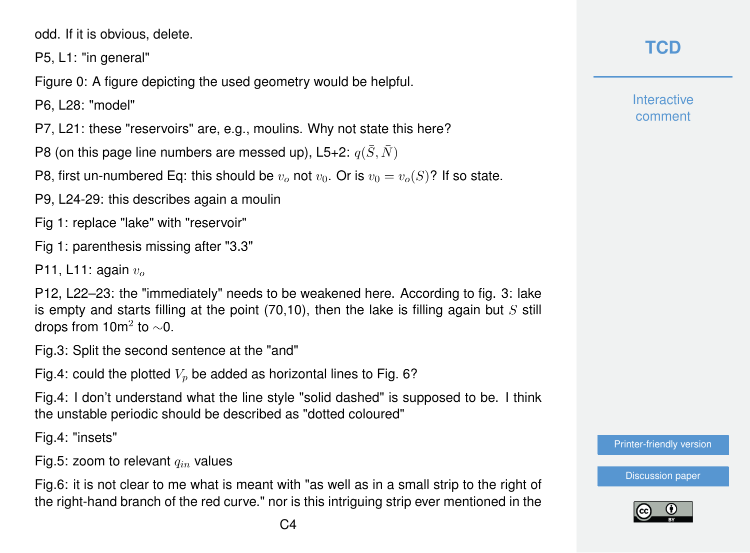odd. If it is obvious, delete.

P5, L1: "in general"

Figure 0: A figure depicting the used geometry would be helpful.

P6, L28: "model"

P7, L21: these "reservoirs" are, e.g., moulins. Why not state this here?

P8 (on this page line numbers are messed up), L5+2: $q(\bar{S}, \bar{N})$

P8, first un-numbered Eq: this should be $v_o$ not $v_0$. Or is $v_0 = v_o(S)$? If so state.

P9, L24-29: this describes again a moulin

Fig 1: replace "lake" with "reservoir"

Fig 1: parenthesis missing after "3.3"

P11, L11: again $v_o$

P12, L22–23: the "immediately" needs to be weakened here. According to fig. 3: lake is empty and starts filling at the point (70,10), then the lake is filling again but $S$ still drops from 10m$^2$ to $\sim$0.

Fig.3: Split the second sentence at the "and"

Fig.4: could the plotted $V_p$ be added as horizontal lines to Fig. 6?

Fig.4: I don't understand what the line style "solid dashed" is supposed to be. I think the unstable periodic should be described as "dotted coloured"

Fig.4: "insets"

Fig.5: zoom to relevant $q_{in}$ values

Fig.6: it is not clear to me what is meant with "as well as in a small strip to the right of the right-hand branch of the red curve." nor is this intriguing strip ever mentioned in the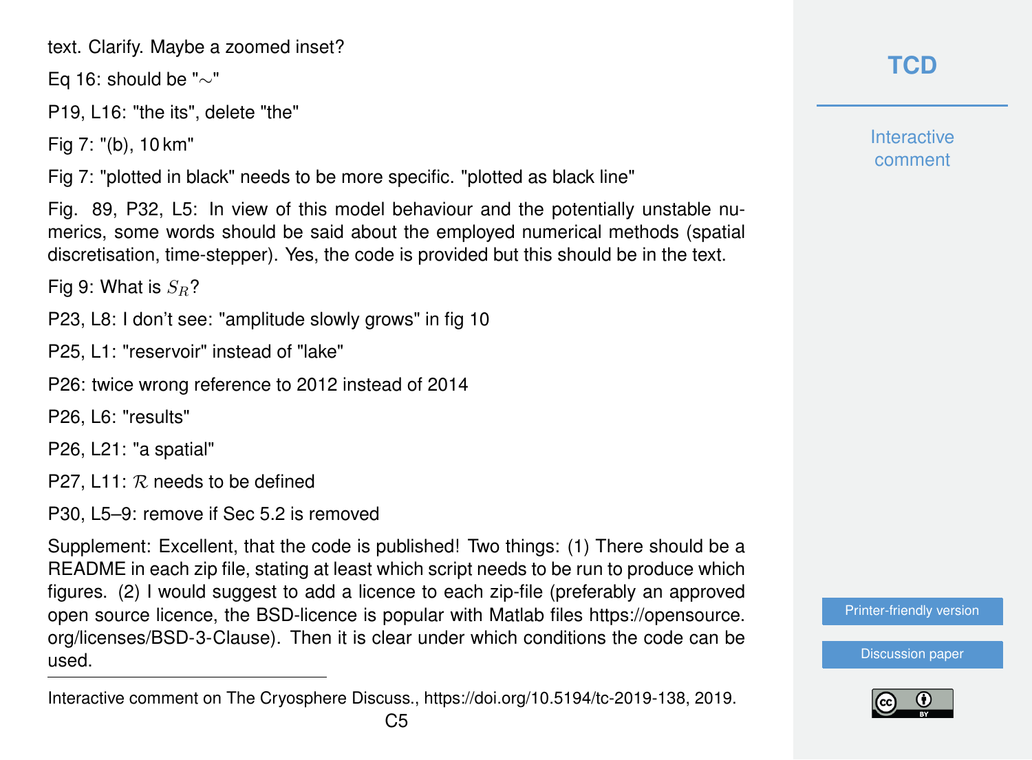text. Clarify. Maybe a zoomed inset?

Eq 16: should be "$\sim$"

P19, L16: "the its", delete "the"

Fig 7: "(b), 10 km"

Fig 7: "plotted in black" needs to be more specific. "plotted as black line"

Fig. 89, P32, L5: In view of this model behaviour and the potentially unstable numerics, some words should be said about the employed numerical methods (spatial discretisation, time-stepper). Yes, the code is provided but this should be in the text.

Fig 9: What is $S_R$?

P23, L8: I don't see: "amplitude slowly grows" in fig 10

P25, L1: "reservoir" instead of "lake"

P26: twice wrong reference to 2012 instead of 2014

P26, L6: "results"

P26, L21: "a spatial"

P27, L11: $\mathcal{R}$ needs to be defined

P30, L5–9: remove if Sec 5.2 is removed

Supplement: Excellent, that the code is published! Two things: (1) There should be a README in each zip file, stating at least which script needs to be run to produce which figures. (2) I would suggest to add a licence to each zip-file (preferably an approved open source licence, the BSD-licence is popular with Matlab files https://opensource.org/licenses/BSD-3-Clause). Then it is clear under which conditions the code can be used.

---

Interactive comment on The Cryosphere Discuss., https://doi.org/10.5194/tc-2019-138, 2019.